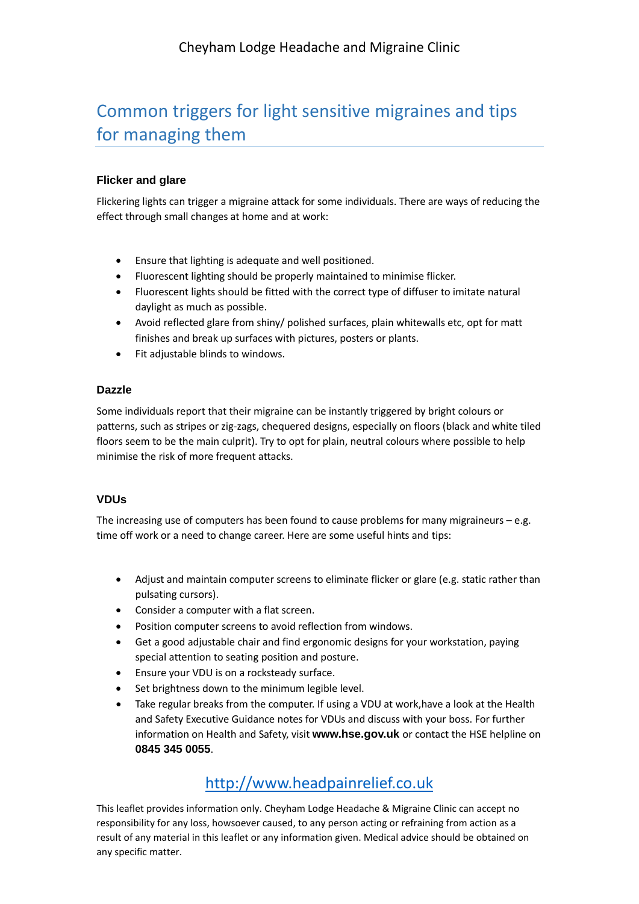Cheyham Lodge Headache and Migraine Clinic

# Common triggers for light sensitive migraines and tips for managing them

### Flicker and glare

Flickering lights can trigger a migraine attack for some individuals. There are ways of reducing the effect through small changes at home and at work:

- Ensure that lighting is adequate and well positioned.
- Fluorescent lighting should be properly maintained to minimise flicker.
- Fluorescent lights should be fitted with the correct type of diffuser to imitate natural daylight as much as possible.
- Avoid reflected glare from shiny/ polished surfaces, plain whitewalls etc, opt for matt finishes and break up surfaces with pictures, posters or plants.
- Fit adjustable blinds to windows.

### Dazzle

Some individuals report that their migraine can be instantly triggered by bright colours or patterns, such as stripes or zig-zags, chequered designs, especially on floors (black and white tiled floors seem to be the main culprit). Try to opt for plain, neutral colours where possible to help minimise the risk of more frequent attacks.

### VDUs

The increasing use of computers has been found to cause problems for many migraineurs – e.g. time off work or a need to change career. Here are some useful hints and tips:

- Adjust and maintain computer screens to eliminate flicker or glare (e.g. static rather than pulsating cursors).
- Consider a computer with a flat screen.
- Position computer screens to avoid reflection from windows.
- Get a good adjustable chair and find ergonomic designs for your workstation, paying special attention to seating position and posture.
- Ensure your VDU is on a rocksteady surface.
- Set brightness down to the minimum legible level.
- Take regular breaks from the computer. If using a VDU at work,have a look at the Health and Safety Executive Guidance notes for VDUs and discuss with your boss. For further information on Health and Safety, visit **www.hse.gov.uk** or contact the HSE helpline on **0845 345 0055**.

http://www.headpainrelief.co.uk

This leaflet provides information only. Cheyham Lodge Headache & Migraine Clinic can accept no responsibility for any loss, howsoever caused, to any person acting or refraining from action as a result of any material in this leaflet or any information given. Medical advice should be obtained on any specific matter.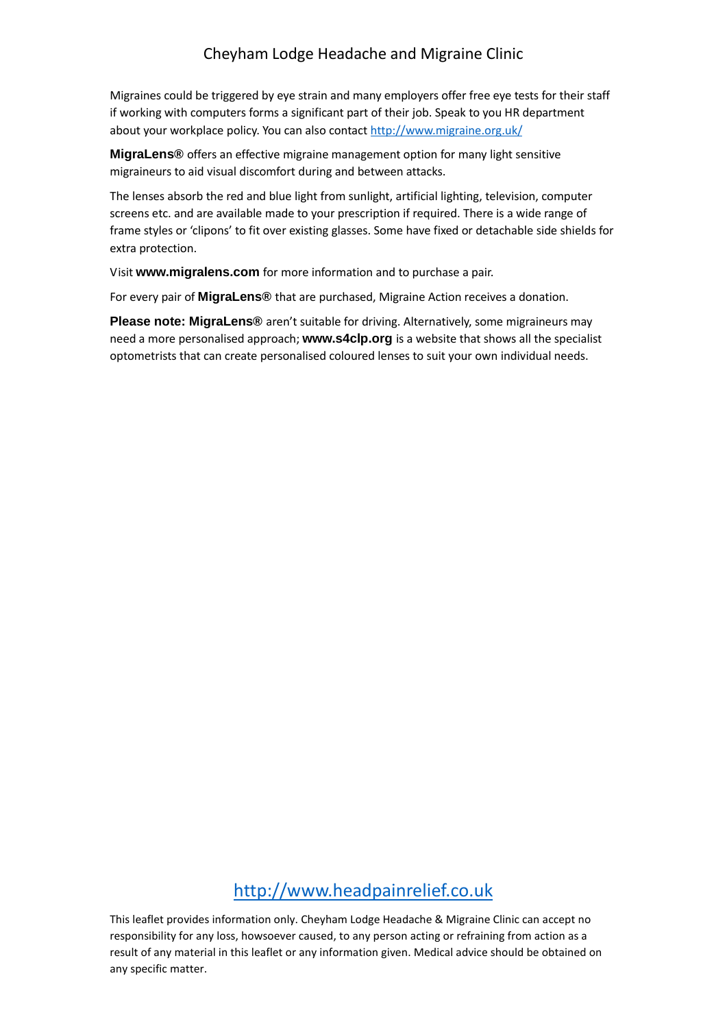Migraines could be triggered by eye strain and many employers offer free eye tests for their staff if working with computers forms a significant part of their job. Speak to you HR department about your workplace policy. You can also contact http://www.migraine.org.uk/

**MigraLens®** offers an effective migraine management option for many light sensitive migraineurs to aid visual discomfort during and between attacks.

The lenses absorb the red and blue light from sunlight, artificial lighting, television, computer screens etc. and are available made to your prescription if required. There is a wide range of frame styles or 'clipons' to fit over existing glasses. Some have fixed or detachable side shields for extra protection.

Visit **www.migralens.com** for more information and to purchase a pair.

For every pair of **MigraLens®** that are purchased, Migraine Action receives a donation.

**Please note: MigraLens®** aren't suitable for driving. Alternatively, some migraineurs may need a more personalised approach; **www.s4clp.org** is a website that shows all the specialist optometrists that can create personalised coloured lenses to suit your own individual needs.

http://www.headpainrelief.co.uk

This leaflet provides information only. Cheyham Lodge Headache & Migraine Clinic can accept no responsibility for any loss, howsoever caused, to any person acting or refraining from action as a result of any material in this leaflet or any information given. Medical advice should be obtained on any specific matter.